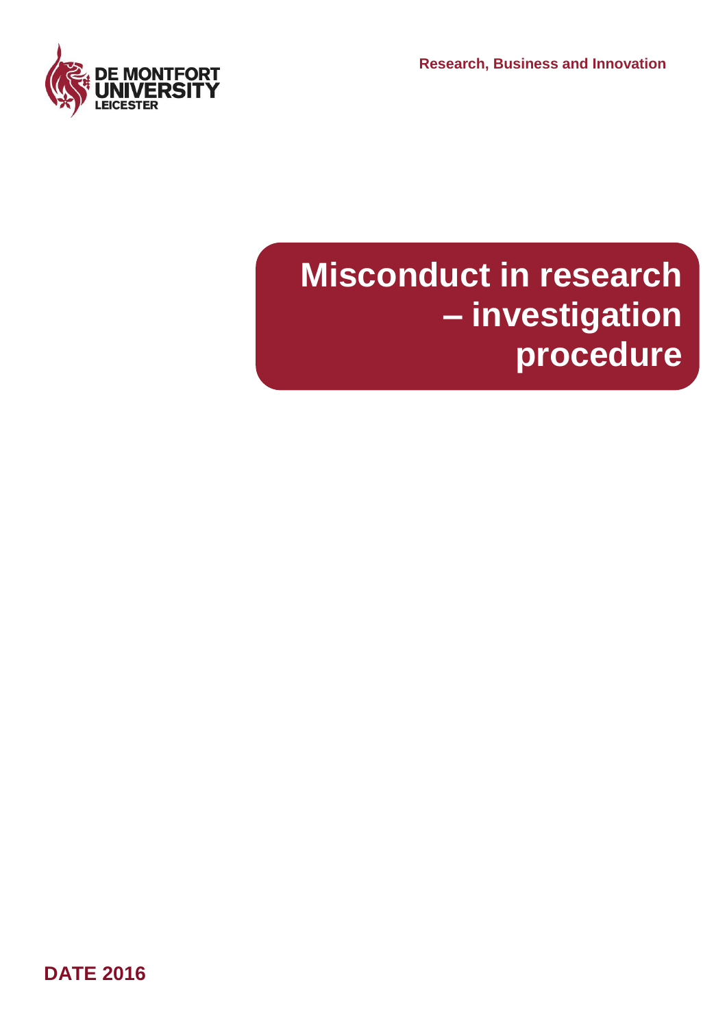DE MONTFORT UNIVERSITY LEICESTER

Research, Business and Innovation

# Misconduct in research – investigation procedure

**DATE 2016**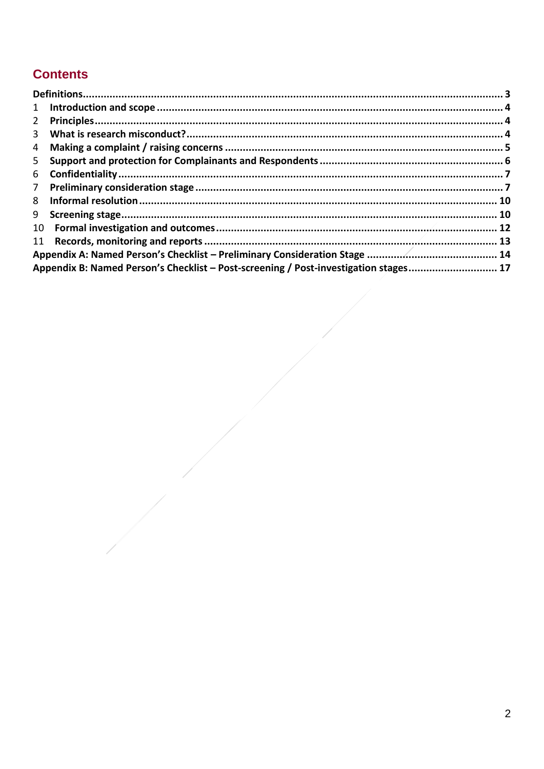## Contents

| | | |
|---|---|---|
| **Definitions** | | **3** |
| 1 | **Introduction and scope** | **4** |
| 2 | **Principles** | **4** |
| 3 | **What is research misconduct?** | **4** |
| 4 | **Making a complaint / raising concerns** | **5** |
| 5 | **Support and protection for Complainants and Respondents** | **6** |
| 6 | **Confidentiality** | **7** |
| 7 | **Preliminary consideration stage** | **7** |
| 8 | **Informal resolution** | **10** |
| 9 | **Screening stage** | **10** |
| 10 | **Formal investigation and outcomes** | **12** |
| 11 | **Records, monitoring and reports** | **13** |
| **Appendix A: Named Person's Checklist – Preliminary Consideration Stage** | | **14** |
| **Appendix B: Named Person's Checklist – Post-screening / Post-investigation stages** | | **17** |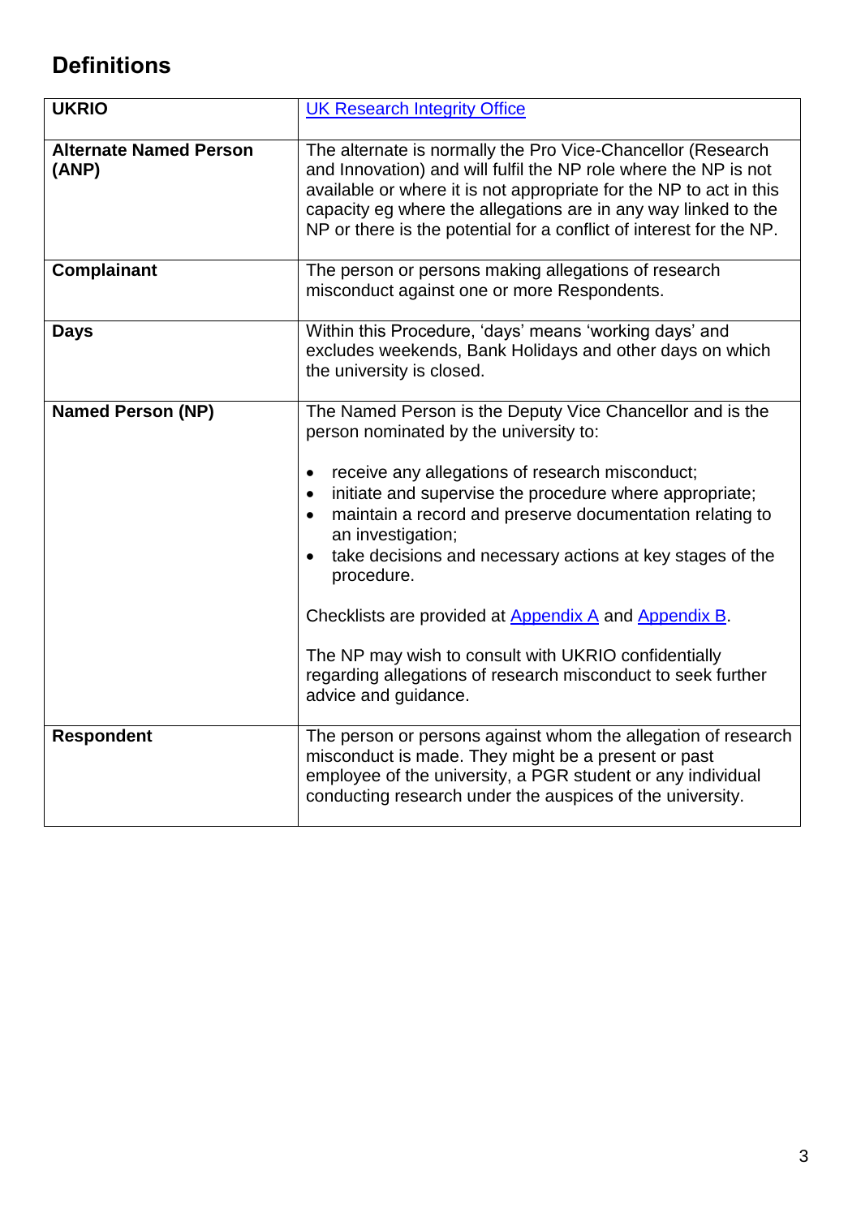## Definitions

| | |
|---|---|
| **UKRIO** | [UK Research Integrity Office]() |
| **Alternate Named Person (ANP)** | The alternate is normally the Pro Vice-Chancellor (Research and Innovation) and will fulfil the NP role where the NP is not available or where it is not appropriate for the NP to act in this capacity eg where the allegations are in any way linked to the NP or there is the potential for a conflict of interest for the NP. |
| **Complainant** | The person or persons making allegations of research misconduct against one or more Respondents. |
| **Days** | Within this Procedure, 'days' means 'working days' and excludes weekends, Bank Holidays and other days on which the university is closed. |
| **Named Person (NP)** | The Named Person is the Deputy Vice Chancellor and is the person nominated by the university to:<br><br>• receive any allegations of research misconduct;<br>• initiate and supervise the procedure where appropriate;<br>• maintain a record and preserve documentation relating to an investigation;<br>• take decisions and necessary actions at key stages of the procedure.<br><br>Checklists are provided at [Appendix A]() and [Appendix B]().<br><br>The NP may wish to consult with UKRIO confidentially regarding allegations of research misconduct to seek further advice and guidance. |
| **Respondent** | The person or persons against whom the allegation of research misconduct is made. They might be a present or past employee of the university, a PGR student or any individual conducting research under the auspices of the university. |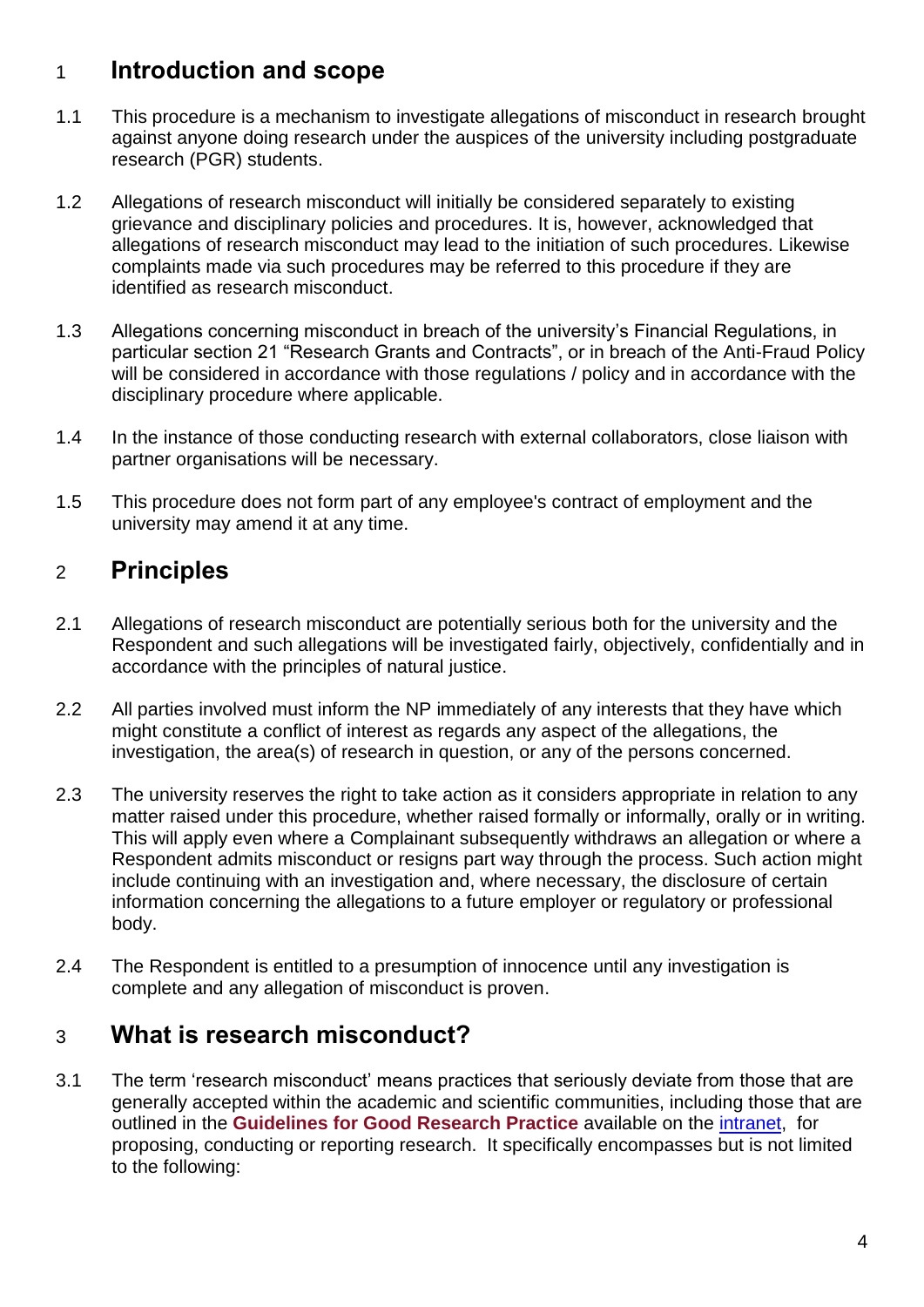## 1 Introduction and scope

1.1 This procedure is a mechanism to investigate allegations of misconduct in research brought against anyone doing research under the auspices of the university including postgraduate research (PGR) students.

1.2 Allegations of research misconduct will initially be considered separately to existing grievance and disciplinary policies and procedures. It is, however, acknowledged that allegations of research misconduct may lead to the initiation of such procedures. Likewise complaints made via such procedures may be referred to this procedure if they are identified as research misconduct.

1.3 Allegations concerning misconduct in breach of the university's Financial Regulations, in particular section 21 "Research Grants and Contracts", or in breach of the Anti-Fraud Policy will be considered in accordance with those regulations / policy and in accordance with the disciplinary procedure where applicable.

1.4 In the instance of those conducting research with external collaborators, close liaison with partner organisations will be necessary.

1.5 This procedure does not form part of any employee's contract of employment and the university may amend it at any time.

## 2 Principles

2.1 Allegations of research misconduct are potentially serious both for the university and the Respondent and such allegations will be investigated fairly, objectively, confidentially and in accordance with the principles of natural justice.

2.2 All parties involved must inform the NP immediately of any interests that they have which might constitute a conflict of interest as regards any aspect of the allegations, the investigation, the area(s) of research in question, or any of the persons concerned.

2.3 The university reserves the right to take action as it considers appropriate in relation to any matter raised under this procedure, whether raised formally or informally, orally or in writing. This will apply even where a Complainant subsequently withdraws an allegation or where a Respondent admits misconduct or resigns part way through the process. Such action might include continuing with an investigation and, where necessary, the disclosure of certain information concerning the allegations to a future employer or regulatory or professional body.

2.4 The Respondent is entitled to a presumption of innocence until any investigation is complete and any allegation of misconduct is proven.

## 3 What is research misconduct?

3.1 The term 'research misconduct' means practices that seriously deviate from those that are generally accepted within the academic and scientific communities, including those that are outlined in the **Guidelines for Good Research Practice** available on the intranet, for proposing, conducting or reporting research. It specifically encompasses but is not limited to the following: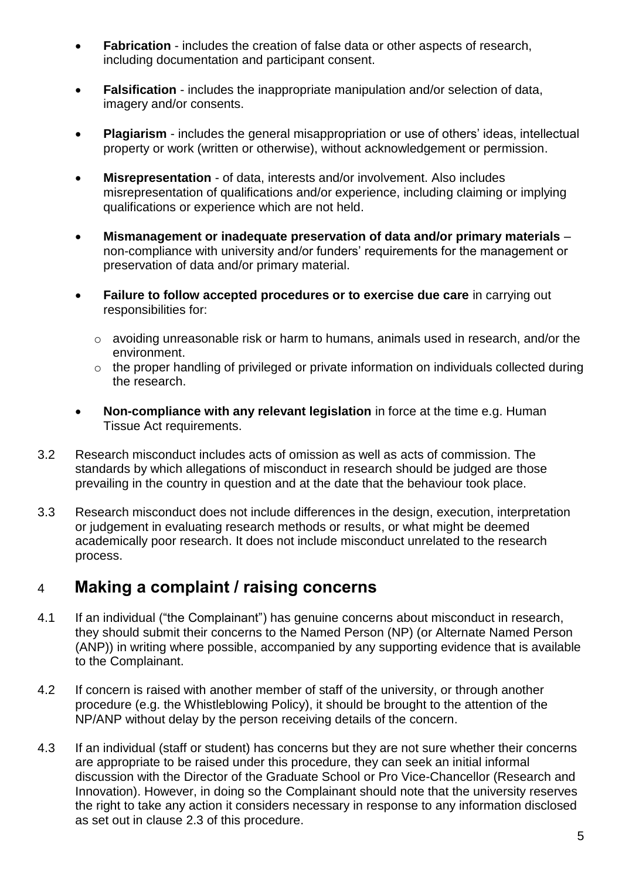- **Fabrication** - includes the creation of false data or other aspects of research, including documentation and participant consent.

- **Falsification** - includes the inappropriate manipulation and/or selection of data, imagery and/or consents.

- **Plagiarism** - includes the general misappropriation or use of others' ideas, intellectual property or work (written or otherwise), without acknowledgement or permission.

- **Misrepresentation** - of data, interests and/or involvement. Also includes misrepresentation of qualifications and/or experience, including claiming or implying qualifications or experience which are not held.

- **Mismanagement or inadequate preservation of data and/or primary materials** – non-compliance with university and/or funders' requirements for the management or preservation of data and/or primary material.

- **Failure to follow accepted procedures or to exercise due care** in carrying out responsibilities for:

  - avoiding unreasonable risk or harm to humans, animals used in research, and/or the environment.
  - the proper handling of privileged or private information on individuals collected during the research.

- **Non-compliance with any relevant legislation** in force at the time e.g. Human Tissue Act requirements.

3.2 Research misconduct includes acts of omission as well as acts of commission. The standards by which allegations of misconduct in research should be judged are those prevailing in the country in question and at the date that the behaviour took place.

3.3 Research misconduct does not include differences in the design, execution, interpretation or judgement in evaluating research methods or results, or what might be deemed academically poor research. It does not include misconduct unrelated to the research process.

## 4 Making a complaint / raising concerns

4.1 If an individual ("the Complainant") has genuine concerns about misconduct in research, they should submit their concerns to the Named Person (NP) (or Alternate Named Person (ANP)) in writing where possible, accompanied by any supporting evidence that is available to the Complainant.

4.2 If concern is raised with another member of staff of the university, or through another procedure (e.g. the Whistleblowing Policy), it should be brought to the attention of the NP/ANP without delay by the person receiving details of the concern.

4.3 If an individual (staff or student) has concerns but they are not sure whether their concerns are appropriate to be raised under this procedure, they can seek an initial informal discussion with the Director of the Graduate School or Pro Vice-Chancellor (Research and Innovation). However, in doing so the Complainant should note that the university reserves the right to take any action it considers necessary in response to any information disclosed as set out in clause 2.3 of this procedure.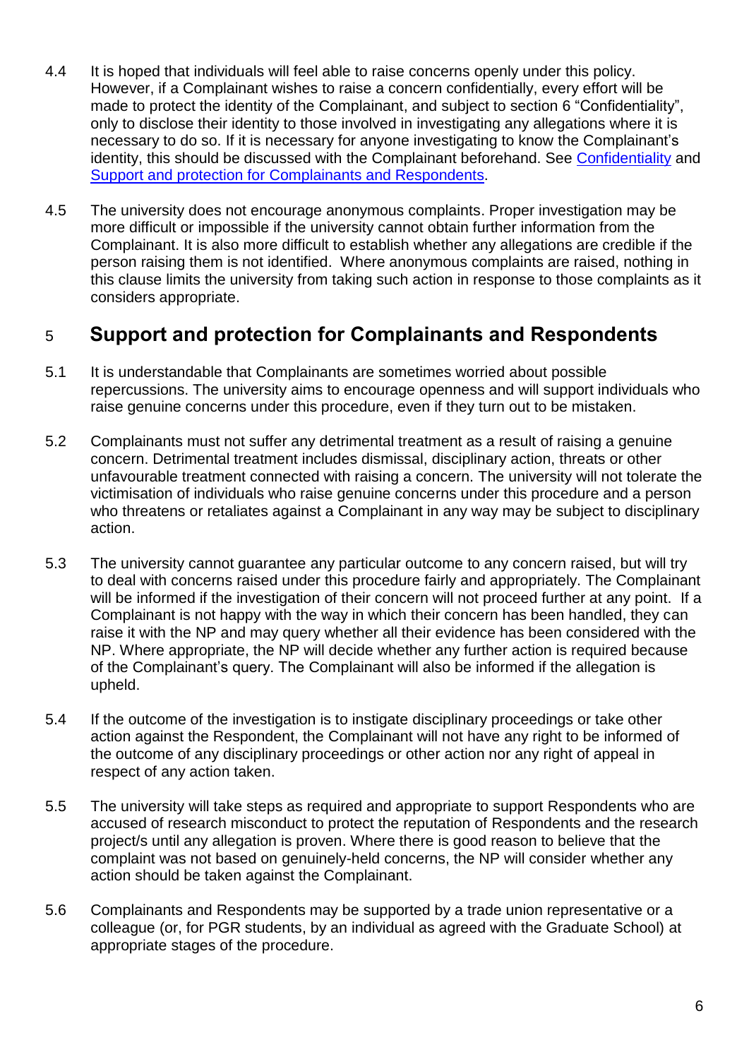4.4 It is hoped that individuals will feel able to raise concerns openly under this policy. However, if a Complainant wishes to raise a concern confidentially, every effort will be made to protect the identity of the Complainant, and subject to section 6 "Confidentiality", only to disclose their identity to those involved in investigating any allegations where it is necessary to do so. If it is necessary for anyone investigating to know the Complainant's identity, this should be discussed with the Complainant beforehand. See [Confidentiality] and [Support and protection for Complainants and Respondents].

4.5 The university does not encourage anonymous complaints. Proper investigation may be more difficult or impossible if the university cannot obtain further information from the Complainant. It is also more difficult to establish whether any allegations are credible if the person raising them is not identified. Where anonymous complaints are raised, nothing in this clause limits the university from taking such action in response to those complaints as it considers appropriate.

## 5 Support and protection for Complainants and Respondents

5.1 It is understandable that Complainants are sometimes worried about possible repercussions. The university aims to encourage openness and will support individuals who raise genuine concerns under this procedure, even if they turn out to be mistaken.

5.2 Complainants must not suffer any detrimental treatment as a result of raising a genuine concern. Detrimental treatment includes dismissal, disciplinary action, threats or other unfavourable treatment connected with raising a concern. The university will not tolerate the victimisation of individuals who raise genuine concerns under this procedure and a person who threatens or retaliates against a Complainant in any way may be subject to disciplinary action.

5.3 The university cannot guarantee any particular outcome to any concern raised, but will try to deal with concerns raised under this procedure fairly and appropriately. The Complainant will be informed if the investigation of their concern will not proceed further at any point. If a Complainant is not happy with the way in which their concern has been handled, they can raise it with the NP and may query whether all their evidence has been considered with the NP. Where appropriate, the NP will decide whether any further action is required because of the Complainant's query. The Complainant will also be informed if the allegation is upheld.

5.4 If the outcome of the investigation is to instigate disciplinary proceedings or take other action against the Respondent, the Complainant will not have any right to be informed of the outcome of any disciplinary proceedings or other action nor any right of appeal in respect of any action taken.

5.5 The university will take steps as required and appropriate to support Respondents who are accused of research misconduct to protect the reputation of Respondents and the research project/s until any allegation is proven. Where there is good reason to believe that the complaint was not based on genuinely-held concerns, the NP will consider whether any action should be taken against the Complainant.

5.6 Complainants and Respondents may be supported by a trade union representative or a colleague (or, for PGR students, by an individual as agreed with the Graduate School) at appropriate stages of the procedure.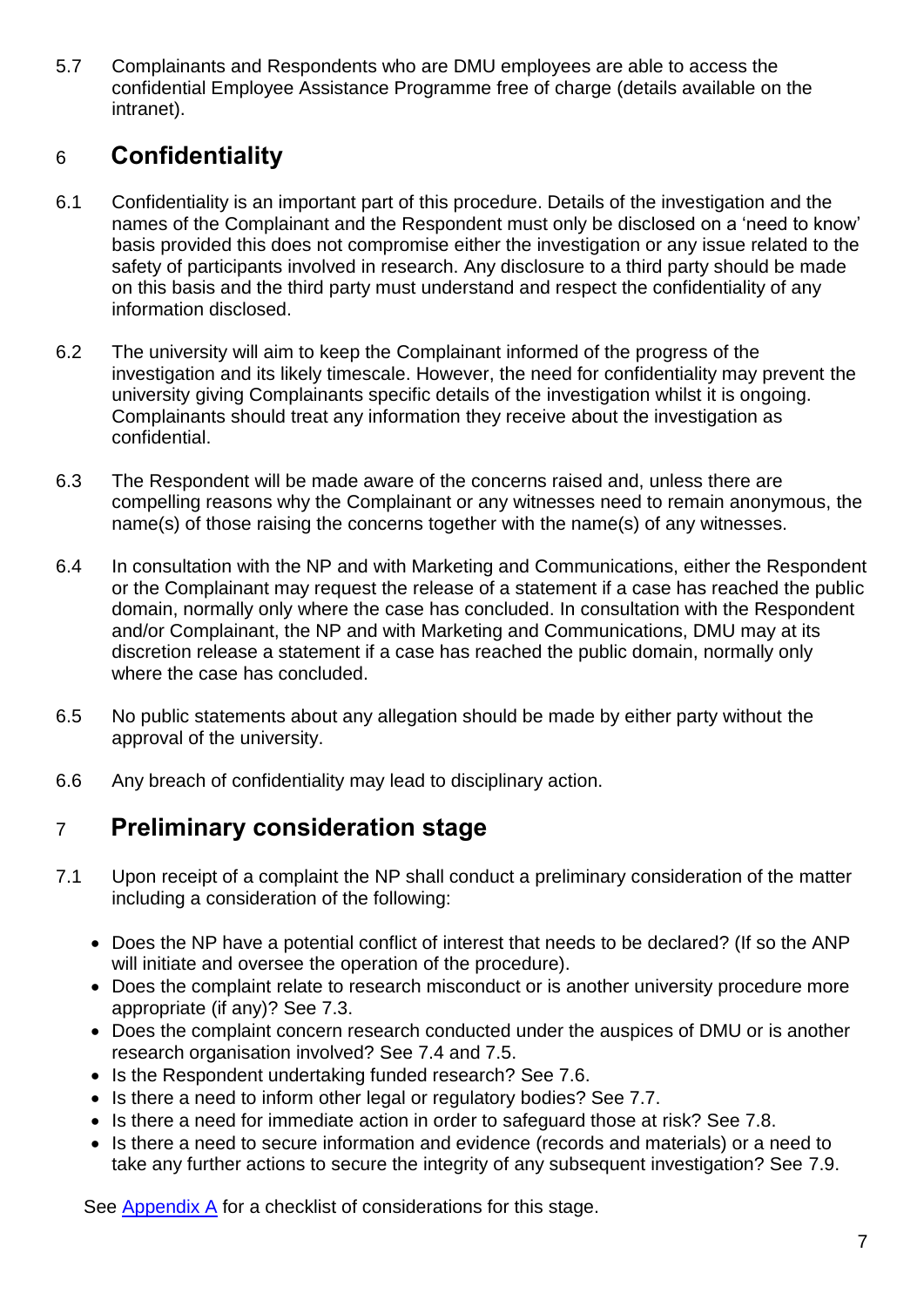5.7 Complainants and Respondents who are DMU employees are able to access the confidential Employee Assistance Programme free of charge (details available on the intranet).

## 6 Confidentiality

6.1 Confidentiality is an important part of this procedure. Details of the investigation and the names of the Complainant and the Respondent must only be disclosed on a 'need to know' basis provided this does not compromise either the investigation or any issue related to the safety of participants involved in research. Any disclosure to a third party should be made on this basis and the third party must understand and respect the confidentiality of any information disclosed.

6.2 The university will aim to keep the Complainant informed of the progress of the investigation and its likely timescale. However, the need for confidentiality may prevent the university giving Complainants specific details of the investigation whilst it is ongoing. Complainants should treat any information they receive about the investigation as confidential.

6.3 The Respondent will be made aware of the concerns raised and, unless there are compelling reasons why the Complainant or any witnesses need to remain anonymous, the name(s) of those raising the concerns together with the name(s) of any witnesses.

6.4 In consultation with the NP and with Marketing and Communications, either the Respondent or the Complainant may request the release of a statement if a case has reached the public domain, normally only where the case has concluded. In consultation with the Respondent and/or Complainant, the NP and with Marketing and Communications, DMU may at its discretion release a statement if a case has reached the public domain, normally only where the case has concluded.

6.5 No public statements about any allegation should be made by either party without the approval of the university.

6.6 Any breach of confidentiality may lead to disciplinary action.

## 7 Preliminary consideration stage

7.1 Upon receipt of a complaint the NP shall conduct a preliminary consideration of the matter including a consideration of the following:

- Does the NP have a potential conflict of interest that needs to be declared? (If so the ANP will initiate and oversee the operation of the procedure).
- Does the complaint relate to research misconduct or is another university procedure more appropriate (if any)? See 7.3.
- Does the complaint concern research conducted under the auspices of DMU or is another research organisation involved? See 7.4 and 7.5.
- Is the Respondent undertaking funded research? See 7.6.
- Is there a need to inform other legal or regulatory bodies? See 7.7.
- Is there a need for immediate action in order to safeguard those at risk? See 7.8.
- Is there a need to secure information and evidence (records and materials) or a need to take any further actions to secure the integrity of any subsequent investigation? See 7.9.

See Appendix A for a checklist of considerations for this stage.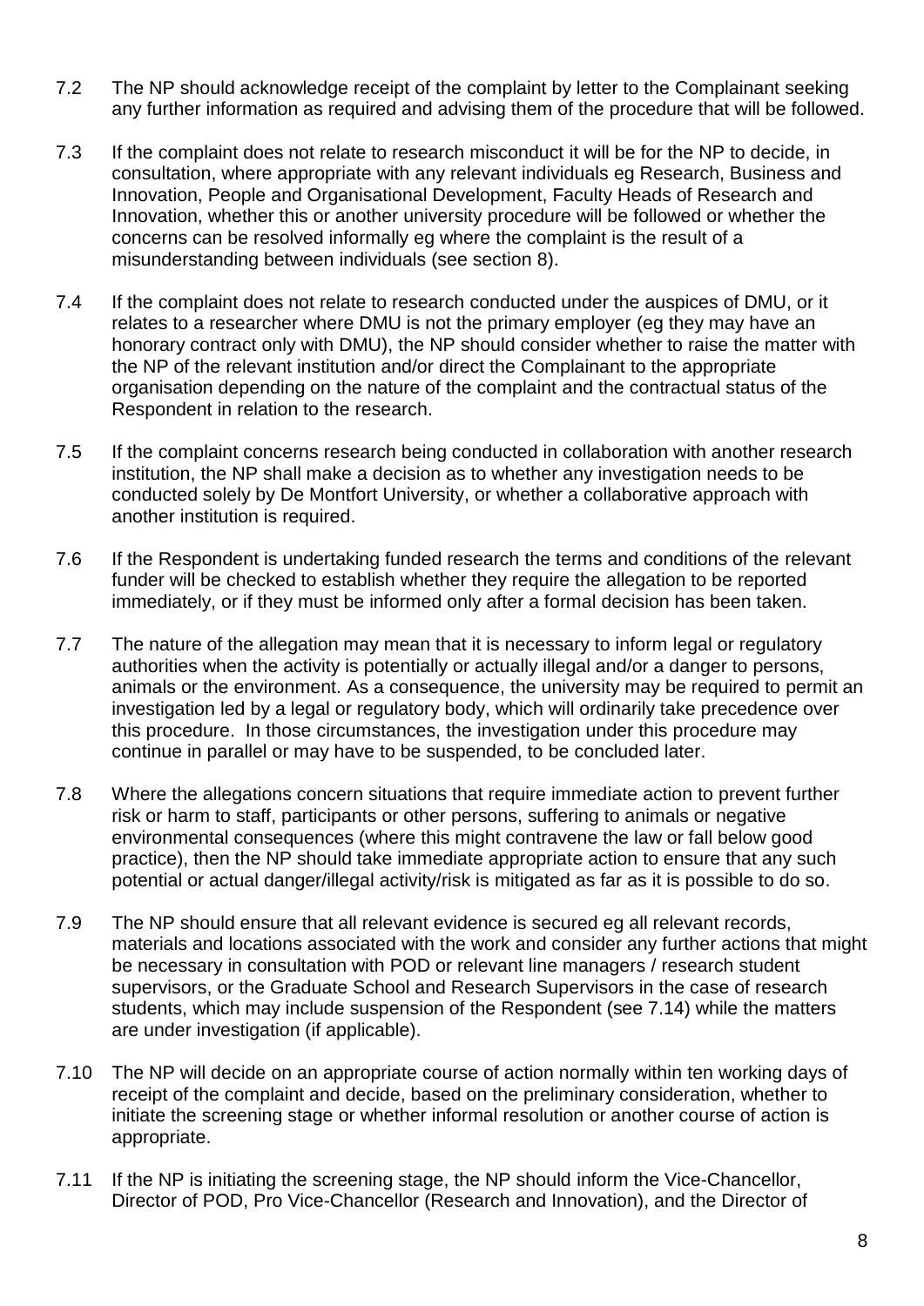7.2 The NP should acknowledge receipt of the complaint by letter to the Complainant seeking any further information as required and advising them of the procedure that will be followed.

7.3 If the complaint does not relate to research misconduct it will be for the NP to decide, in consultation, where appropriate with any relevant individuals eg Research, Business and Innovation, People and Organisational Development, Faculty Heads of Research and Innovation, whether this or another university procedure will be followed or whether the concerns can be resolved informally eg where the complaint is the result of a misunderstanding between individuals (see section 8).

7.4 If the complaint does not relate to research conducted under the auspices of DMU, or it relates to a researcher where DMU is not the primary employer (eg they may have an honorary contract only with DMU), the NP should consider whether to raise the matter with the NP of the relevant institution and/or direct the Complainant to the appropriate organisation depending on the nature of the complaint and the contractual status of the Respondent in relation to the research.

7.5 If the complaint concerns research being conducted in collaboration with another research institution, the NP shall make a decision as to whether any investigation needs to be conducted solely by De Montfort University, or whether a collaborative approach with another institution is required.

7.6 If the Respondent is undertaking funded research the terms and conditions of the relevant funder will be checked to establish whether they require the allegation to be reported immediately, or if they must be informed only after a formal decision has been taken.

7.7 The nature of the allegation may mean that it is necessary to inform legal or regulatory authorities when the activity is potentially or actually illegal and/or a danger to persons, animals or the environment. As a consequence, the university may be required to permit an investigation led by a legal or regulatory body, which will ordinarily take precedence over this procedure. In those circumstances, the investigation under this procedure may continue in parallel or may have to be suspended, to be concluded later.

7.8 Where the allegations concern situations that require immediate action to prevent further risk or harm to staff, participants or other persons, suffering to animals or negative environmental consequences (where this might contravene the law or fall below good practice), then the NP should take immediate appropriate action to ensure that any such potential or actual danger/illegal activity/risk is mitigated as far as it is possible to do so.

7.9 The NP should ensure that all relevant evidence is secured eg all relevant records, materials and locations associated with the work and consider any further actions that might be necessary in consultation with POD or relevant line managers / research student supervisors, or the Graduate School and Research Supervisors in the case of research students, which may include suspension of the Respondent (see 7.14) while the matters are under investigation (if applicable).

7.10 The NP will decide on an appropriate course of action normally within ten working days of receipt of the complaint and decide, based on the preliminary consideration, whether to initiate the screening stage or whether informal resolution or another course of action is appropriate.

7.11 If the NP is initiating the screening stage, the NP should inform the Vice-Chancellor, Director of POD, Pro Vice-Chancellor (Research and Innovation), and the Director of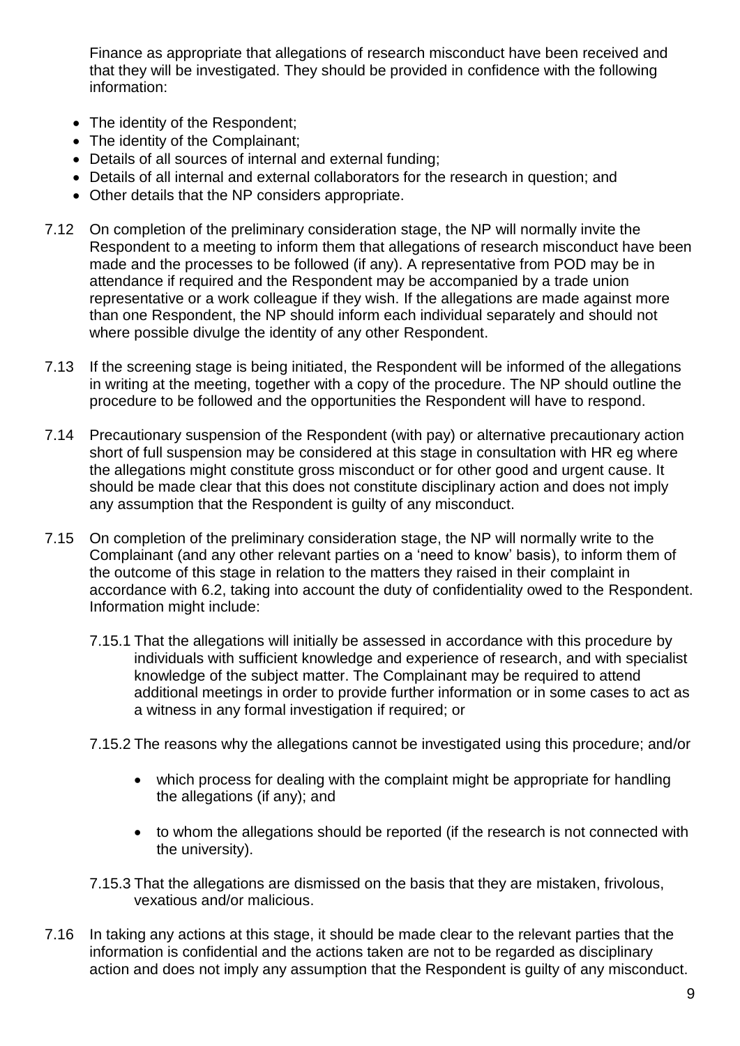Finance as appropriate that allegations of research misconduct have been received and that they will be investigated. They should be provided in confidence with the following information:

- The identity of the Respondent;
- The identity of the Complainant;
- Details of all sources of internal and external funding;
- Details of all internal and external collaborators for the research in question; and
- Other details that the NP considers appropriate.

7.12 On completion of the preliminary consideration stage, the NP will normally invite the Respondent to a meeting to inform them that allegations of research misconduct have been made and the processes to be followed (if any). A representative from POD may be in attendance if required and the Respondent may be accompanied by a trade union representative or a work colleague if they wish. If the allegations are made against more than one Respondent, the NP should inform each individual separately and should not where possible divulge the identity of any other Respondent.

7.13 If the screening stage is being initiated, the Respondent will be informed of the allegations in writing at the meeting, together with a copy of the procedure. The NP should outline the procedure to be followed and the opportunities the Respondent will have to respond.

7.14 Precautionary suspension of the Respondent (with pay) or alternative precautionary action short of full suspension may be considered at this stage in consultation with HR where the allegations might constitute gross misconduct or for other good and urgent cause. It should be made clear that this does not constitute disciplinary action and does not imply any assumption that the Respondent is guilty of any misconduct.

7.15 On completion of the preliminary consideration stage, the NP will normally write to the Complainant (and any other relevant parties on a 'need to know' basis), to inform them of the outcome of this stage in relation to the matters they raised in their complaint in accordance with 6.2, taking into account the duty of confidentiality owed to the Respondent. Information might include:

7.15.1 That the allegations will initially be assessed in accordance with this procedure by individuals with sufficient knowledge and experience of research, and with specialist knowledge of the subject matter. The Complainant may be required to attend additional meetings in order to provide further information or in some cases to act as a witness in any formal investigation if required; or

7.15.2 The reasons why the allegations cannot be investigated using this procedure; and/or

- which process for dealing with the complaint might be appropriate for handling the allegations (if any); and
- to whom the allegations should be reported (if the research is not connected with the university).

7.15.3 That the allegations are dismissed on the basis that they are mistaken, frivolous, vexatious and/or malicious.

7.16 In taking any actions at this stage, it should be made clear to the relevant parties that the information is confidential and the actions taken are not to be regarded as disciplinary action and does not imply any assumption that the Respondent is guilty of any misconduct.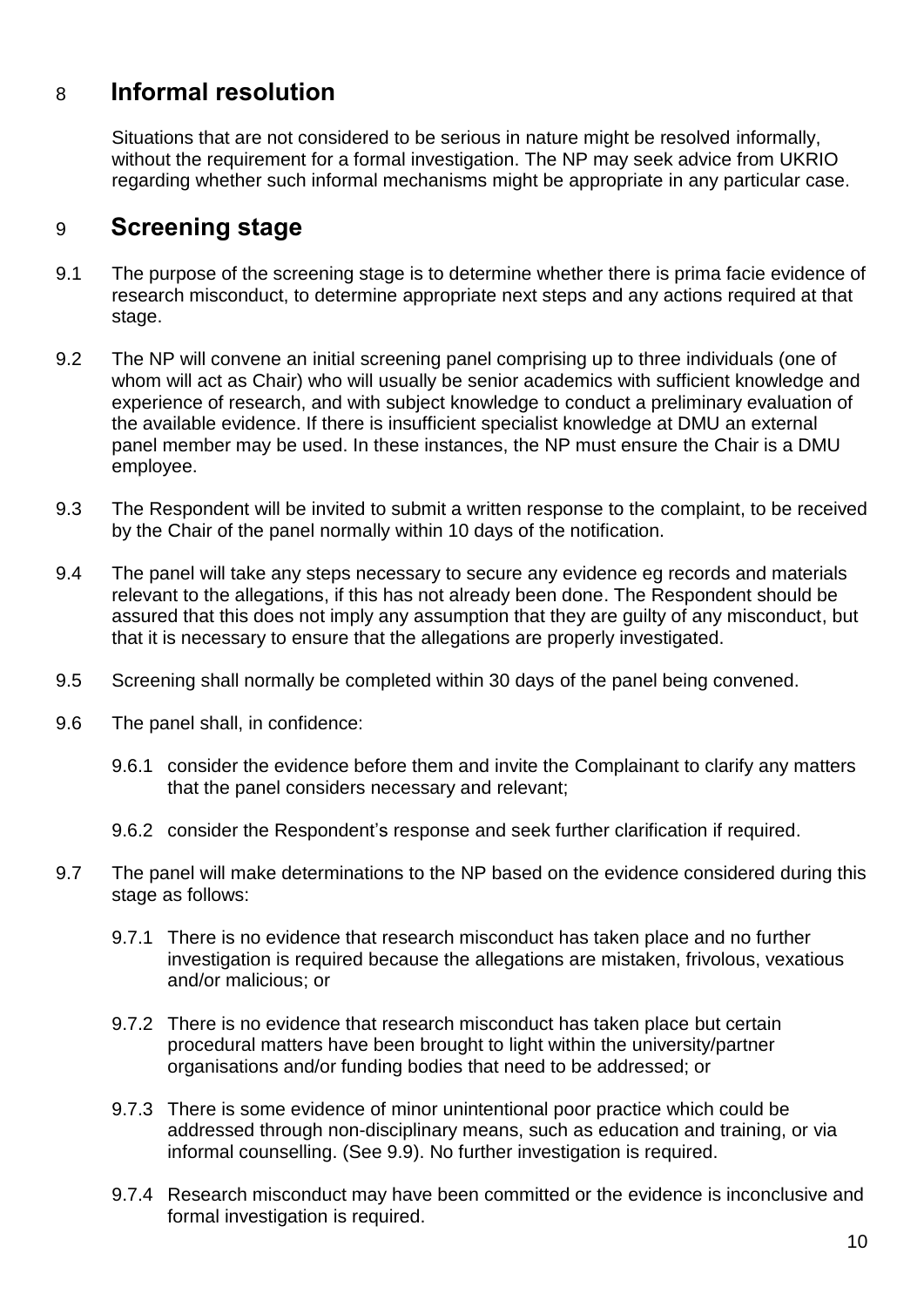## 8 Informal resolution

Situations that are not considered to be serious in nature might be resolved informally, without the requirement for a formal investigation. The NP may seek advice from UKRIO regarding whether such informal mechanisms might be appropriate in any particular case.

## 9 Screening stage

9.1 The purpose of the screening stage is to determine whether there is prima facie evidence of research misconduct, to determine appropriate next steps and any actions required at that stage.

9.2 The NP will convene an initial screening panel comprising up to three individuals (one of whom will act as Chair) who will usually be senior academics with sufficient knowledge and experience of research, and with subject knowledge to conduct a preliminary evaluation of the available evidence. If there is insufficient specialist knowledge at DMU an external panel member may be used. In these instances, the NP must ensure the Chair is a DMU employee.

9.3 The Respondent will be invited to submit a written response to the complaint, to be received by the Chair of the panel normally within 10 days of the notification.

9.4 The panel will take any steps necessary to secure any evidence eg records and materials relevant to the allegations, if this has not already been done. The Respondent should be assured that this does not imply any assumption that they are guilty of any misconduct, but that it is necessary to ensure that the allegations are properly investigated.

9.5 Screening shall normally be completed within 30 days of the panel being convened.

9.6 The panel shall, in confidence:

- 9.6.1 consider the evidence before them and invite the Complainant to clarify any matters that the panel considers necessary and relevant;
- 9.6.2 consider the Respondent's response and seek further clarification if required.

9.7 The panel will make determinations to the NP based on the evidence considered during this stage as follows:

- 9.7.1 There is no evidence that research misconduct has taken place and no further investigation is required because the allegations are mistaken, frivolous, vexatious and/or malicious; or
- 9.7.2 There is no evidence that research misconduct has taken place but certain procedural matters have been brought to light within the university/partner organisations and/or funding bodies that need to be addressed; or
- 9.7.3 There is some evidence of minor unintentional poor practice which could be addressed through non-disciplinary means, such as education and training, or via informal counselling. (See 9.9). No further investigation is required.
- 9.7.4 Research misconduct may have been committed or the evidence is inconclusive and formal investigation is required.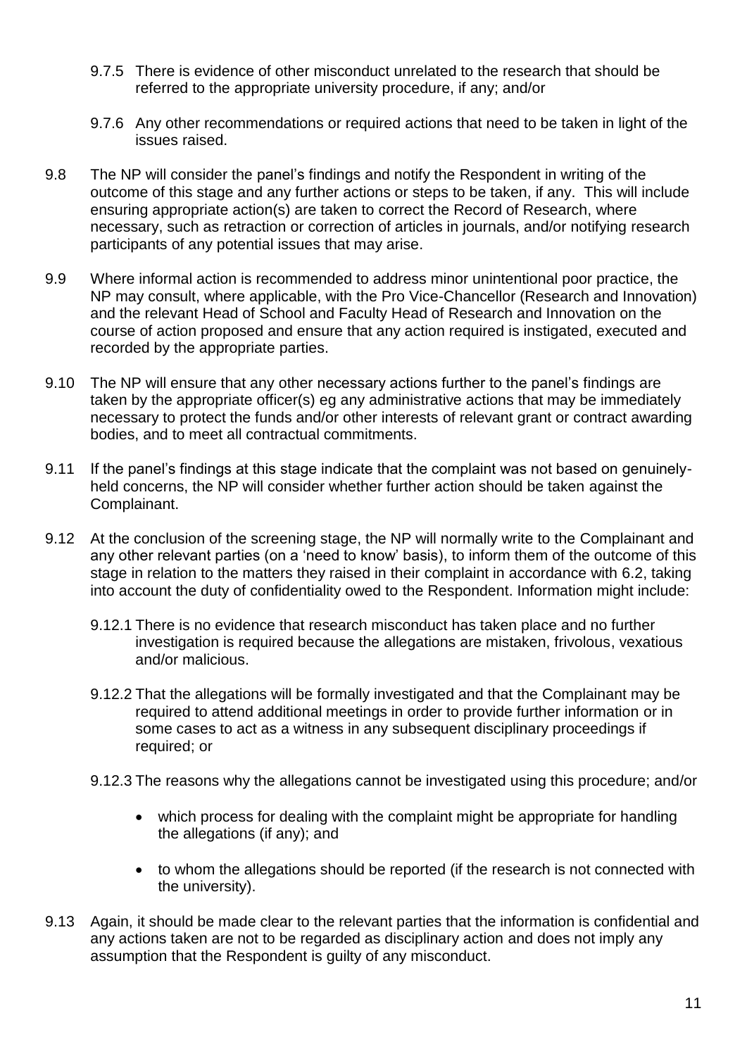9.7.5 There is evidence of other misconduct unrelated to the research that should be referred to the appropriate university procedure, if any; and/or

9.7.6 Any other recommendations or required actions that need to be taken in light of the issues raised.

9.8 The NP will consider the panel's findings and notify the Respondent in writing of the outcome of this stage and any further actions or steps to be taken, if any. This will include ensuring appropriate action(s) are taken to correct the Record of Research, where necessary, such as retraction or correction of articles in journals, and/or notifying research participants of any potential issues that may arise.

9.9 Where informal action is recommended to address minor unintentional poor practice, the NP may consult, where applicable, with the Pro Vice-Chancellor (Research and Innovation) and the relevant Head of School and Faculty Head of Research and Innovation on the course of action proposed and ensure that any action required is instigated, executed and recorded by the appropriate parties.

9.10 The NP will ensure that any other necessary actions further to the panel's findings are taken by the appropriate officer(s) eg any administrative actions that may be immediately necessary to protect the funds and/or other interests of relevant grant or contract awarding bodies, and to meet all contractual commitments.

9.11 If the panel's findings at this stage indicate that the complaint was not based on genuinely-held concerns, the NP will consider whether further action should be taken against the Complainant.

9.12 At the conclusion of the screening stage, the NP will normally write to the Complainant and any other relevant parties (on a 'need to know' basis), to inform them of the outcome of this stage in relation to the matters they raised in their complaint in accordance with 6.2, taking into account the duty of confidentiality owed to the Respondent. Information might include:

9.12.1 There is no evidence that research misconduct has taken place and no further investigation is required because the allegations are mistaken, frivolous, vexatious and/or malicious.

9.12.2 That the allegations will be formally investigated and that the Complainant may be required to attend additional meetings in order to provide further information or in some cases to act as a witness in any subsequent disciplinary proceedings if required; or

9.12.3 The reasons why the allegations cannot be investigated using this procedure; and/or

- which process for dealing with the complaint might be appropriate for handling the allegations (if any); and
- to whom the allegations should be reported (if the research is not connected with the university).

9.13 Again, it should be made clear to the relevant parties that the information is confidential and any actions taken are not to be regarded as disciplinary action and does not imply any assumption that the Respondent is guilty of any misconduct.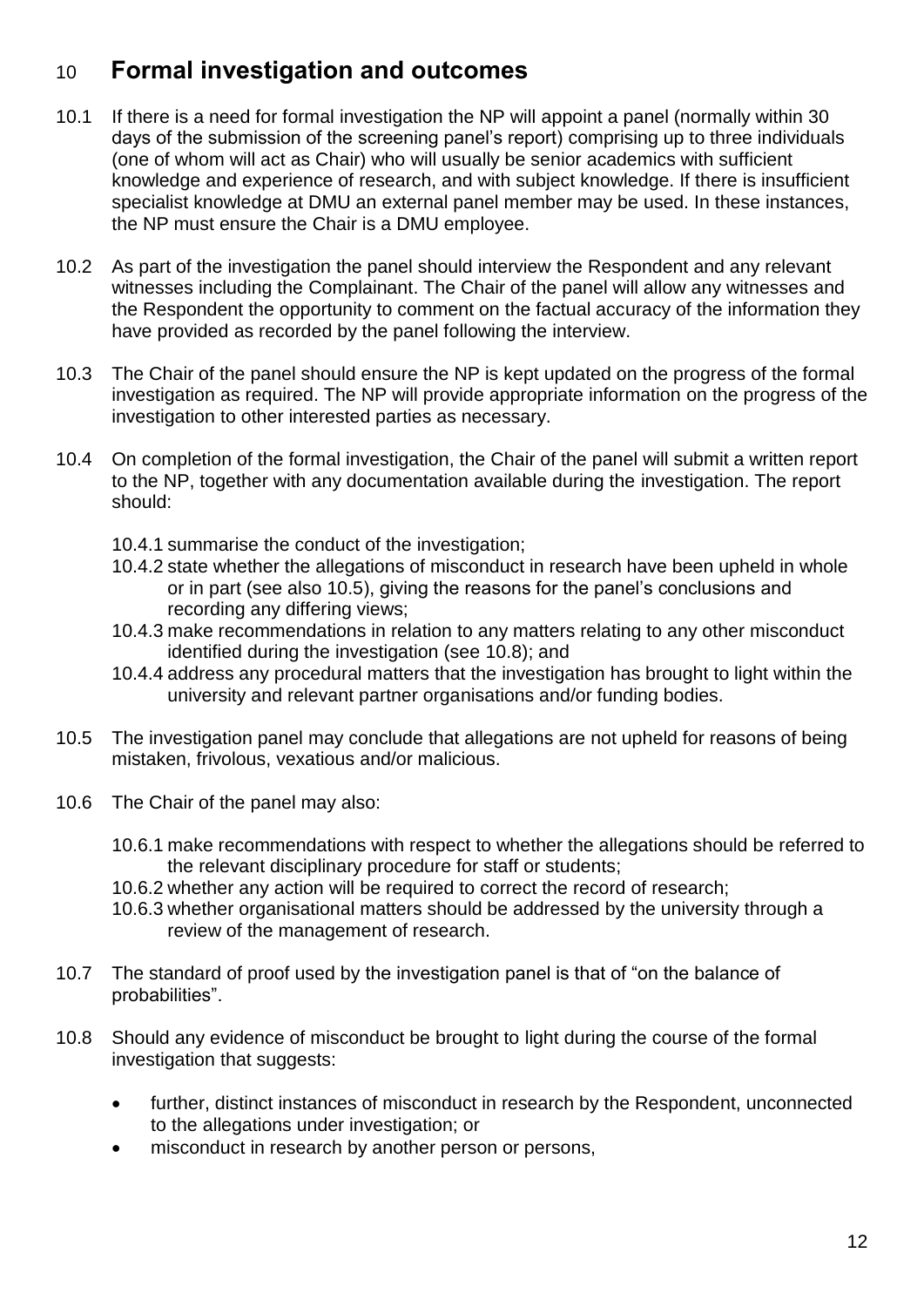## 10 Formal investigation and outcomes

10.1 If there is a need for formal investigation the NP will appoint a panel (normally within 30 days of the submission of the screening panel's report) comprising up to three individuals (one of whom will act as Chair) who will usually be senior academics with sufficient knowledge and experience of research, and with subject knowledge. If there is insufficient specialist knowledge at DMU an external panel member may be used. In these instances, the NP must ensure the Chair is a DMU employee.

10.2 As part of the investigation the panel should interview the Respondent and any relevant witnesses including the Complainant. The Chair of the panel will allow any witnesses and the Respondent the opportunity to comment on the factual accuracy of the information they have provided as recorded by the panel following the interview.

10.3 The Chair of the panel should ensure the NP is kept updated on the progress of the formal investigation as required. The NP will provide appropriate information on the progress of the investigation to other interested parties as necessary.

10.4 On completion of the formal investigation, the Chair of the panel will submit a written report to the NP, together with any documentation available during the investigation. The report should:

- 10.4.1 summarise the conduct of the investigation;
- 10.4.2 state whether the allegations of misconduct in research have been upheld in whole or in part (see also 10.5), giving the reasons for the panel's conclusions and recording any differing views;
- 10.4.3 make recommendations in relation to any matters relating to any other misconduct identified during the investigation (see 10.8); and
- 10.4.4 address any procedural matters that the investigation has brought to light within the university and relevant partner organisations and/or funding bodies.

10.5 The investigation panel may conclude that allegations are not upheld for reasons of being mistaken, frivolous, vexatious and/or malicious.

10.6 The Chair of the panel may also:

- 10.6.1 make recommendations with respect to whether the allegations should be referred to the relevant disciplinary procedure for staff or students;
- 10.6.2 whether any action will be required to correct the record of research;
- 10.6.3 whether organisational matters should be addressed by the university through a review of the management of research.

10.7 The standard of proof used by the investigation panel is that of "on the balance of probabilities".

10.8 Should any evidence of misconduct be brought to light during the course of the formal investigation that suggests:

- further, distinct instances of misconduct in research by the Respondent, unconnected to the allegations under investigation; or
- misconduct in research by another person or persons,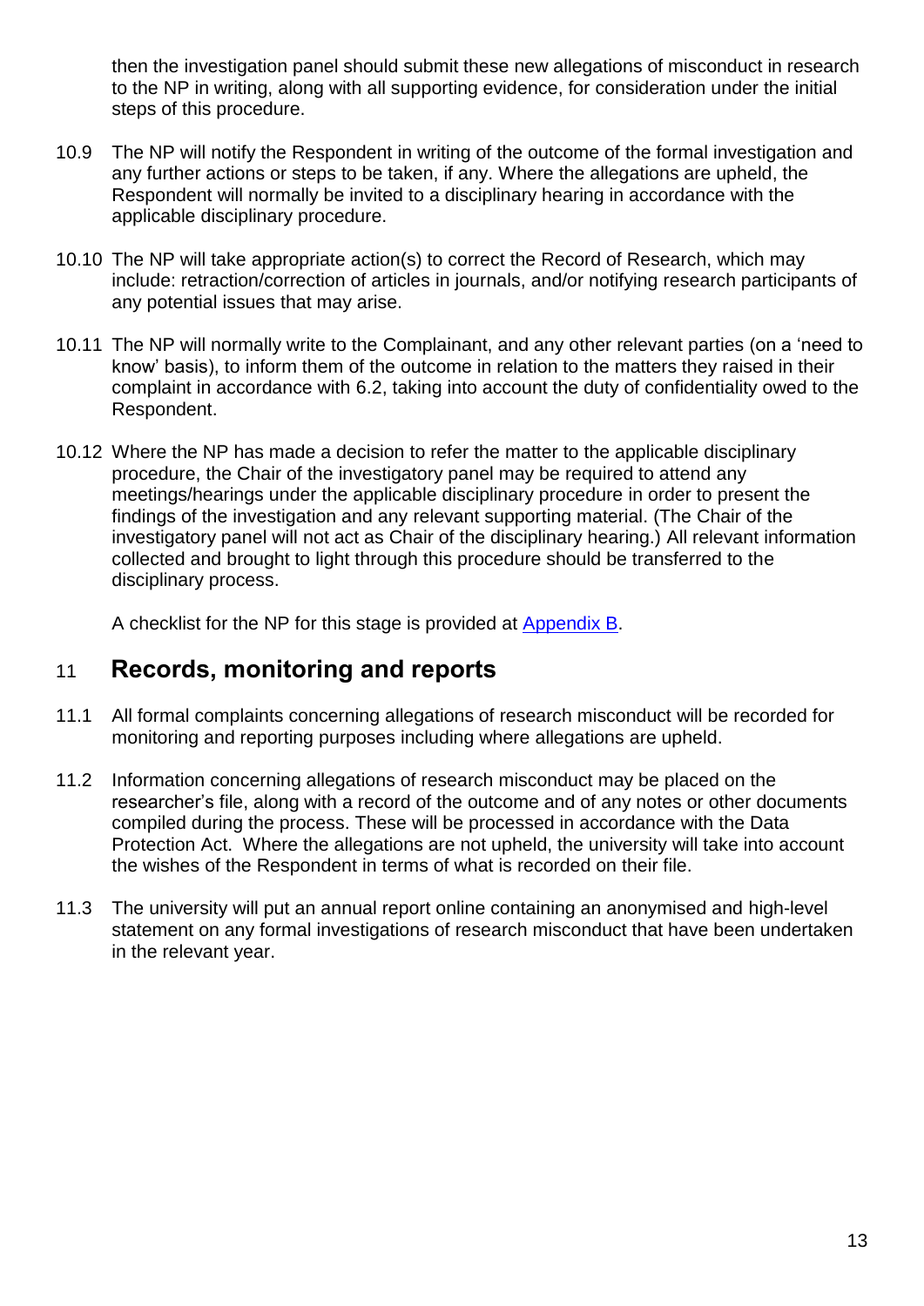then the investigation panel should submit these new allegations of misconduct in research to the NP in writing, along with all supporting evidence, for consideration under the initial steps of this procedure.

10.9 The NP will notify the Respondent in writing of the outcome of the formal investigation and any further actions or steps to be taken, if any. Where the allegations are upheld, the Respondent will normally be invited to a disciplinary hearing in accordance with the applicable disciplinary procedure.

10.10 The NP will take appropriate action(s) to correct the Record of Research, which may include: retraction/correction of articles in journals, and/or notifying research participants of any potential issues that may arise.

10.11 The NP will normally write to the Complainant, and any other relevant parties (on a 'need to know' basis), to inform them of the outcome in relation to the matters they raised in their complaint in accordance with 6.2, taking into account the duty of confidentiality owed to the Respondent.

10.12 Where the NP has made a decision to refer the matter to the applicable disciplinary procedure, the Chair of the investigatory panel may be required to attend any meetings/hearings under the applicable disciplinary procedure in order to present the findings of the investigation and any relevant supporting material. (The Chair of the investigatory panel will not act as Chair of the disciplinary hearing.) All relevant information collected and brought to light through this procedure should be transferred to the disciplinary process.

A checklist for the NP for this stage is provided at [Appendix B](#).

## 11 Records, monitoring and reports

11.1 All formal complaints concerning allegations of research misconduct will be recorded for monitoring and reporting purposes including where allegations are upheld.

11.2 Information concerning allegations of research misconduct may be placed on the researcher's file, along with a record of the outcome and of any notes or other documents compiled during the process. These will be processed in accordance with the Data Protection Act. Where the allegations are not upheld, the university will take into account the wishes of the Respondent in terms of what is recorded on their file.

11.3 The university will put an annual report online containing an anonymised and high-level statement on any formal investigations of research misconduct that have been undertaken in the relevant year.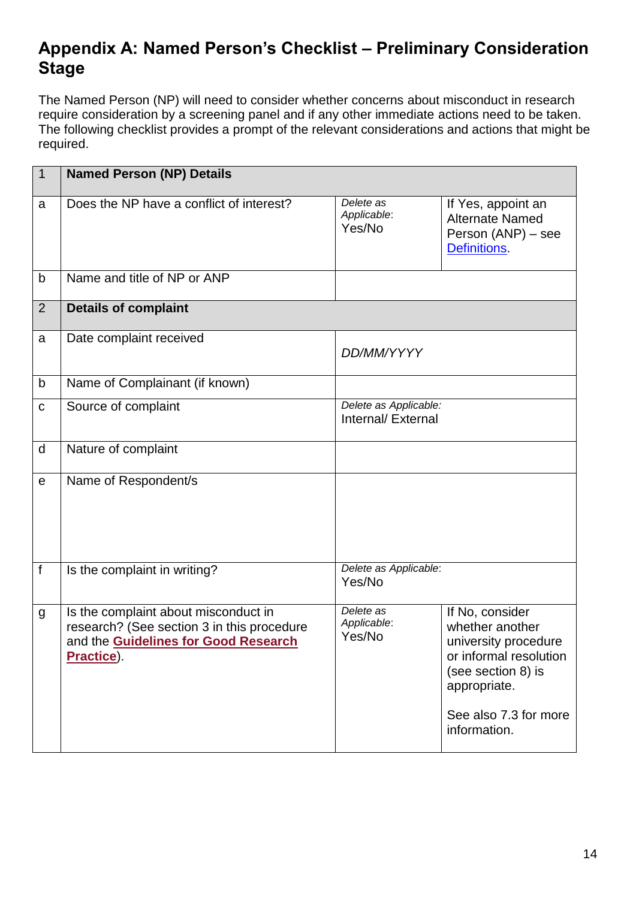# Appendix A: Named Person's Checklist – Preliminary Consideration Stage

The Named Person (NP) will need to consider whether concerns about misconduct in research require consideration by a screening panel and if any other immediate actions need to be taken. The following checklist provides a prompt of the relevant considerations and actions that might be required.

| 1 | **Named Person (NP) Details** | | |
|---|---|---|---|
| a | Does the NP have a conflict of interest? | *Delete as Applicable*: Yes/No | If Yes, appoint an Alternate Named Person (ANP) – see Definitions. |
| b | Name and title of NP or ANP | | |
| 2 | **Details of complaint** | | |
| a | Date complaint received | *DD/MM/YYYY* | |
| b | Name of Complainant (if known) | | |
| c | Source of complaint | *Delete as Applicable:* Internal/ External | |
| d | Nature of complaint | | |
| e | Name of Respondent/s | | |
| f | Is the complaint in writing? | *Delete as Applicable*: Yes/No | |
| g | Is the complaint about misconduct in research? (See section 3 in this procedure and the **Guidelines for Good Research Practice**). | *Delete as Applicable*: Yes/No | If No, consider whether another university procedure or informal resolution (see section 8) is appropriate. See also 7.3 for more information. |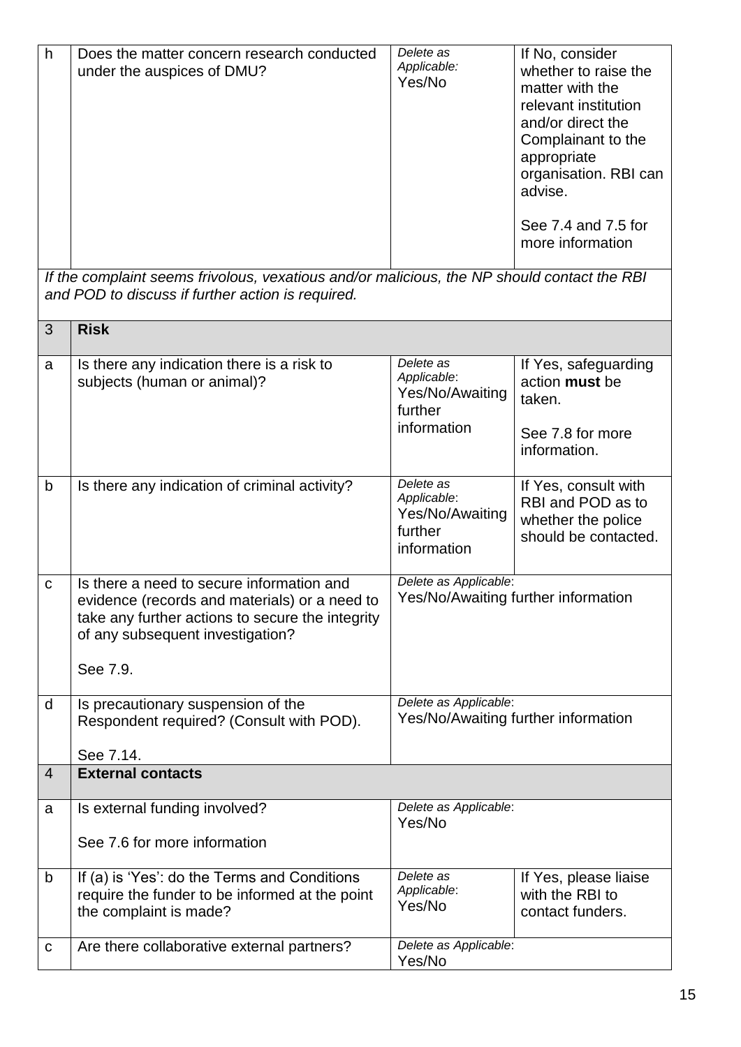| h | Does the matter concern research conducted under the auspices of DMU? | *Delete as Applicable:* Yes/No | If No, consider whether to raise the matter with the relevant institution and/or direct the Complainant to the appropriate organisation. RBI can advise.<br><br>See 7.4 and 7.5 for more information |
|---|---|---|---|
| *If the complaint seems frivolous, vexatious and/or malicious, the NP should contact the RBI and POD to discuss if further action is required.* | | | |
| 3 | **Risk** | | |
| a | Is there any indication there is a risk to subjects (human or animal)? | *Delete as Applicable*: Yes/No/Awaiting further information | If Yes, safeguarding action **must** be taken.<br><br>See 7.8 for more information. |
| b | Is there any indication of criminal activity? | *Delete as Applicable*: Yes/No/Awaiting further information | If Yes, consult with RBI and POD as to whether the police should be contacted. |
| c | Is there a need to secure information and evidence (records and materials) or a need to take any further actions to secure the integrity of any subsequent investigation?<br><br>See 7.9. | *Delete as Applicable*: Yes/No/Awaiting further information | |
| d | Is precautionary suspension of the Respondent required? (Consult with POD).<br><br>See 7.14. | *Delete as Applicable*: Yes/No/Awaiting further information | |
| 4 | **External contacts** | | |
| a | Is external funding involved?<br><br>See 7.6 for more information | *Delete as Applicable*: Yes/No | |
| b | If (a) is 'Yes': do the Terms and Conditions require the funder to be informed at the point the complaint is made? | *Delete as Applicable*: Yes/No | If Yes, please liaise with the RBI to contact funders. |
| c | Are there collaborative external partners? | *Delete as Applicable*: Yes/No | |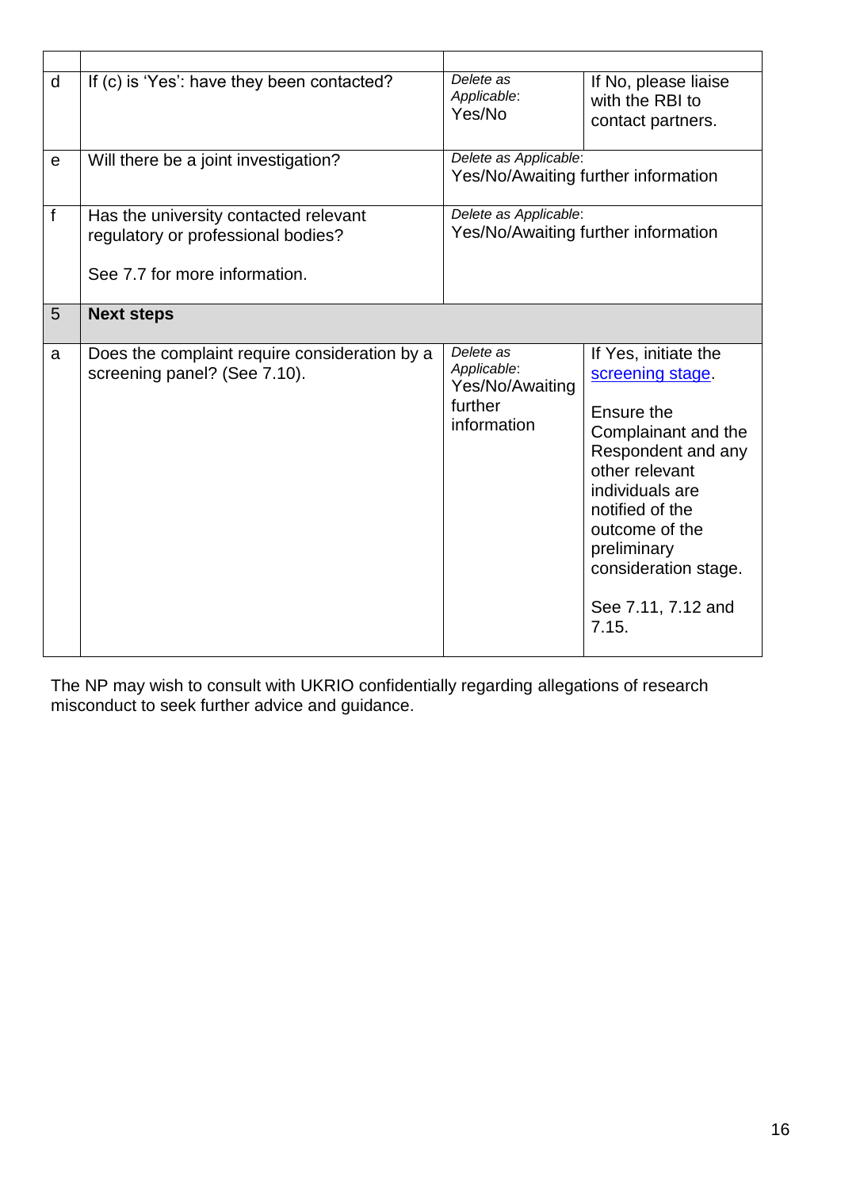| | | | |
|---|---|---|---|
| d | If (c) is 'Yes': have they been contacted? | *Delete as Applicable*: Yes/No | If No, please liaise with the RBI to contact partners. |
| e | Will there be a joint investigation? | *Delete as Applicable*: Yes/No/Awaiting further information | |
| f | Has the university contacted relevant regulatory or professional bodies?<br><br>See 7.7 for more information. | *Delete as Applicable*: Yes/No/Awaiting further information | |
| 5 | **Next steps** | | |
| a | Does the complaint require consideration by a screening panel? (See 7.10). | *Delete as Applicable*: Yes/No/Awaiting further information | If Yes, initiate the screening stage.<br><br>Ensure the Complainant and the Respondent and any other relevant individuals are notified of the outcome of the preliminary consideration stage.<br><br>See 7.11, 7.12 and 7.15. |

The NP may wish to consult with UKRIO confidentially regarding allegations of research misconduct to seek further advice and guidance.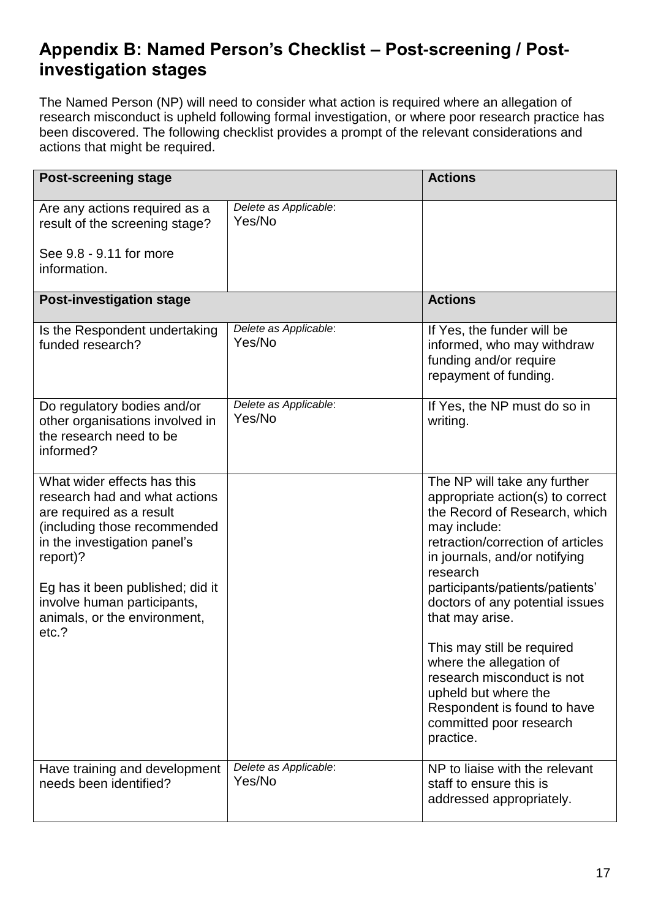## Appendix B: Named Person's Checklist – Post-screening / Post-investigation stages

The Named Person (NP) will need to consider what action is required where an allegation of research misconduct is upheld following formal investigation, or where poor research practice has been discovered. The following checklist provides a prompt of the relevant considerations and actions that might be required.

| **Post-screening stage** | | **Actions** |
|---|---|---|
| Are any actions required as a result of the screening stage?<br><br>See 9.8 - 9.11 for more information. | *Delete as Applicable*:<br>Yes/No | |
| **Post-investigation stage** | | **Actions** |
| Is the Respondent undertaking funded research? | *Delete as Applicable*:<br>Yes/No | If Yes, the funder will be informed, who may withdraw funding and/or require repayment of funding. |
| Do regulatory bodies and/or other organisations involved in the research need to be informed? | *Delete as Applicable*:<br>Yes/No | If Yes, the NP must do so in writing. |
| What wider effects has this research had and what actions are required as a result (including those recommended in the investigation panel's report)?<br><br>Eg has it been published; did it involve human participants, animals, or the environment, etc.? | | The NP will take any further appropriate action(s) to correct the Record of Research, which may include: retraction/correction of articles in journals, and/or notifying research participants/patients/patients' doctors of any potential issues that may arise.<br><br>This may still be required where the allegation of research misconduct is not upheld but where the Respondent is found to have committed poor research practice. |
| Have training and development needs been identified? | *Delete as Applicable*:<br>Yes/No | NP to liaise with the relevant staff to ensure this is addressed appropriately. |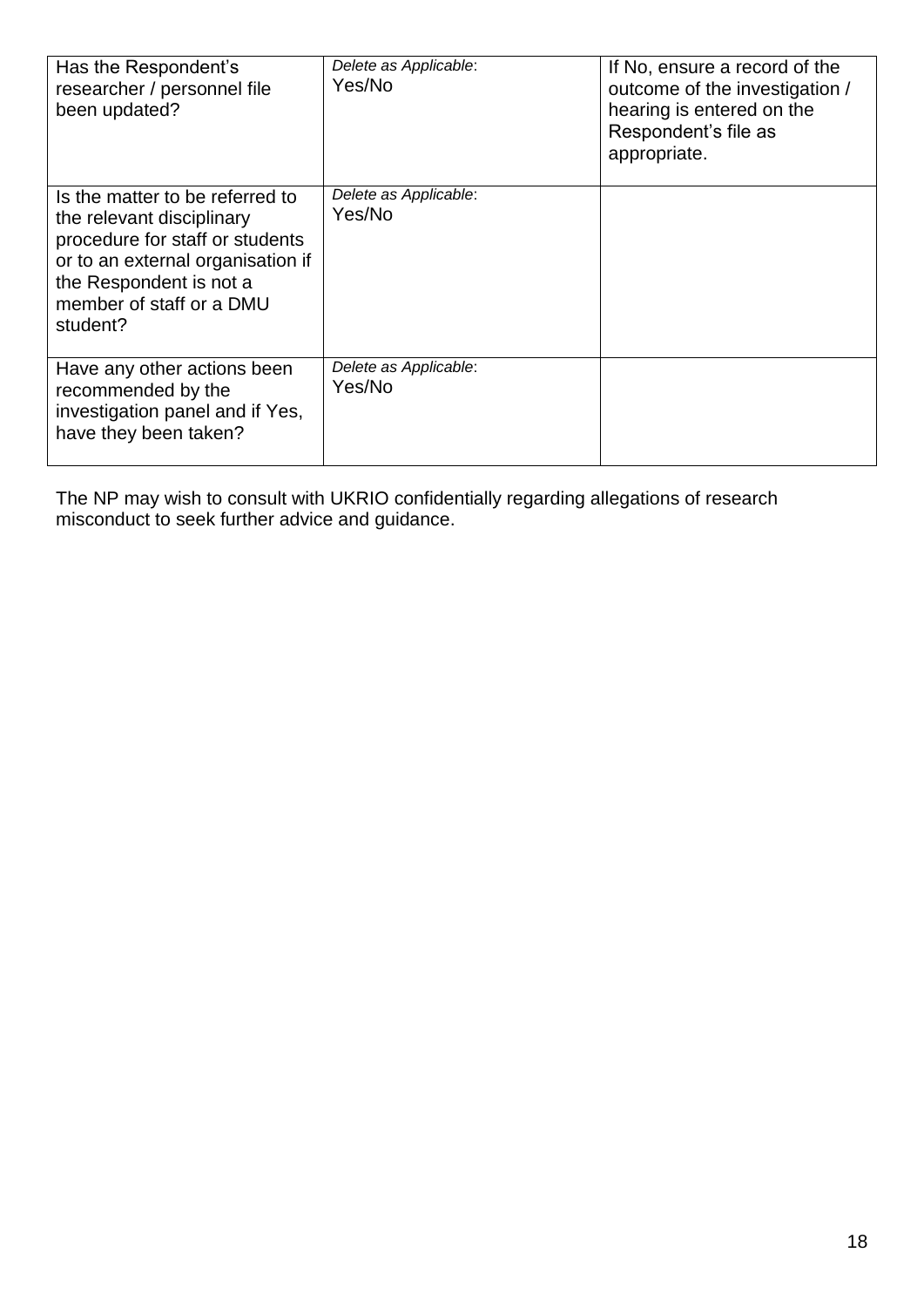| | | |
|---|---|---|
| Has the Respondent's researcher / personnel file been updated? | *Delete as Applicable*: Yes/No | If No, ensure a record of the outcome of the investigation / hearing is entered on the Respondent's file as appropriate. |
| Is the matter to be referred to the relevant disciplinary procedure for staff or students or to an external organisation if the Respondent is not a member of staff or a DMU student? | *Delete as Applicable*: Yes/No | |
| Have any other actions been recommended by the investigation panel and if Yes, have they been taken? | *Delete as Applicable*: Yes/No | |

The NP may wish to consult with UKRIO confidentially regarding allegations of research misconduct to seek further advice and guidance.